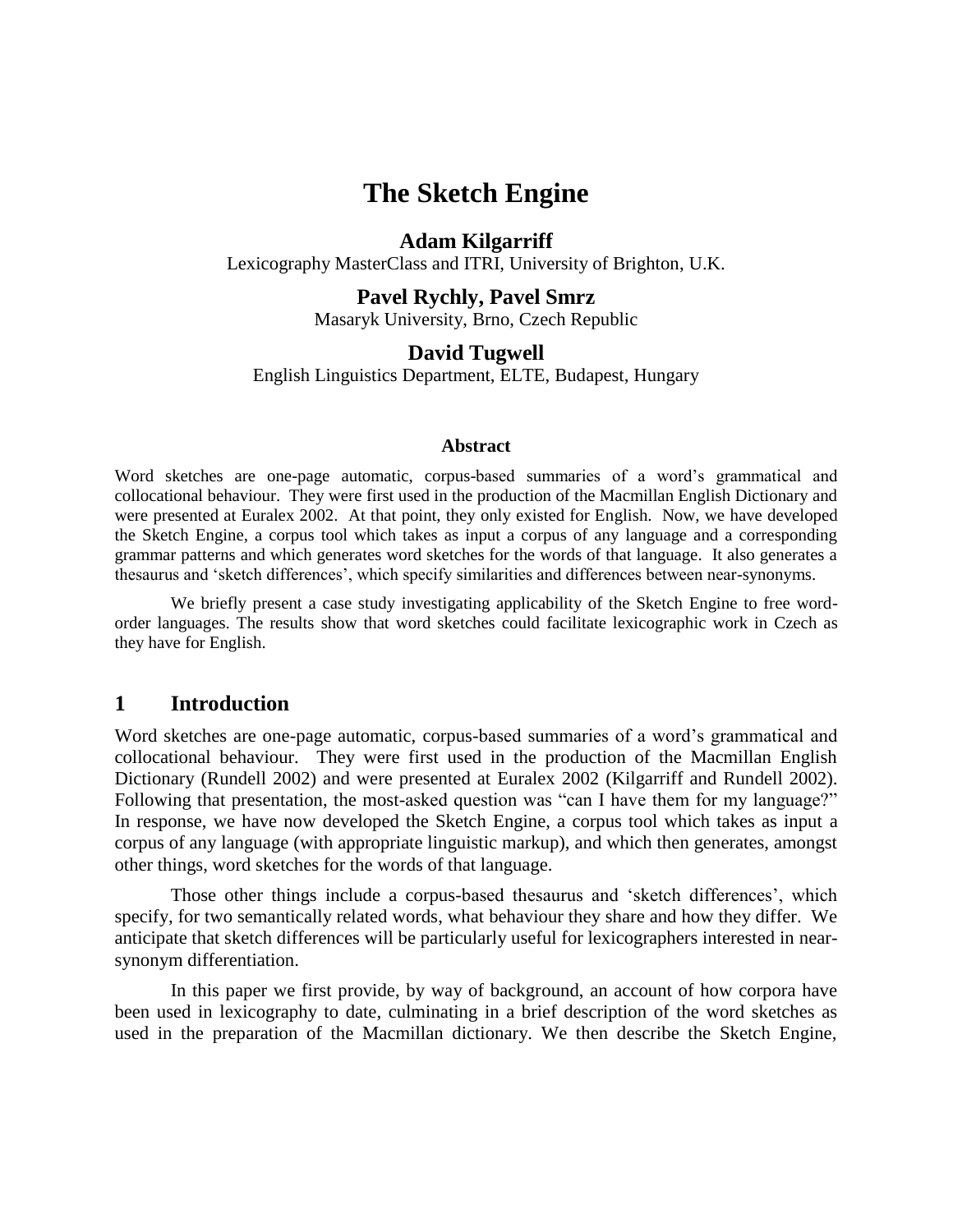# The Sketch Engine

**Adam Kilgarriff**
Lexicography MasterClass and ITRI, University of Brighton, U.K.

**Pavel Rychly, Pavel Smrz**
Masaryk University, Brno, Czech Republic

**David Tugwell**
English Linguistics Department, ELTE, Budapest, Hungary

**Abstract**

Word sketches are one-page automatic, corpus-based summaries of a word's grammatical and collocational behaviour. They were first used in the production of the Macmillan English Dictionary and were presented at Euralex 2002. At that point, they only existed for English. Now, we have developed the Sketch Engine, a corpus tool which takes as input a corpus of any language and a corresponding grammar patterns and which generates word sketches for the words of that language. It also generates a thesaurus and 'sketch differences', which specify similarities and differences between near-synonyms.

We briefly present a case study investigating applicability of the Sketch Engine to free word-order languages. The results show that word sketches could facilitate lexicographic work in Czech as they have for English.

## 1 Introduction

Word sketches are one-page automatic, corpus-based summaries of a word's grammatical and collocational behaviour. They were first used in the production of the Macmillan English Dictionary (Rundell 2002) and were presented at Euralex 2002 (Kilgarriff and Rundell 2002). Following that presentation, the most-asked question was "can I have them for my language?" In response, we have now developed the Sketch Engine, a corpus tool which takes as input a corpus of any language (with appropriate linguistic markup), and which then generates, amongst other things, word sketches for the words of that language.

Those other things include a corpus-based thesaurus and 'sketch differences', which specify, for two semantically related words, what behaviour they share and how they differ. We anticipate that sketch differences will be particularly useful for lexicographers interested in near-synonym differentiation.

In this paper we first provide, by way of background, an account of how corpora have been used in lexicography to date, culminating in a brief description of the word sketches as used in the preparation of the Macmillan dictionary. We then describe the Sketch Engine,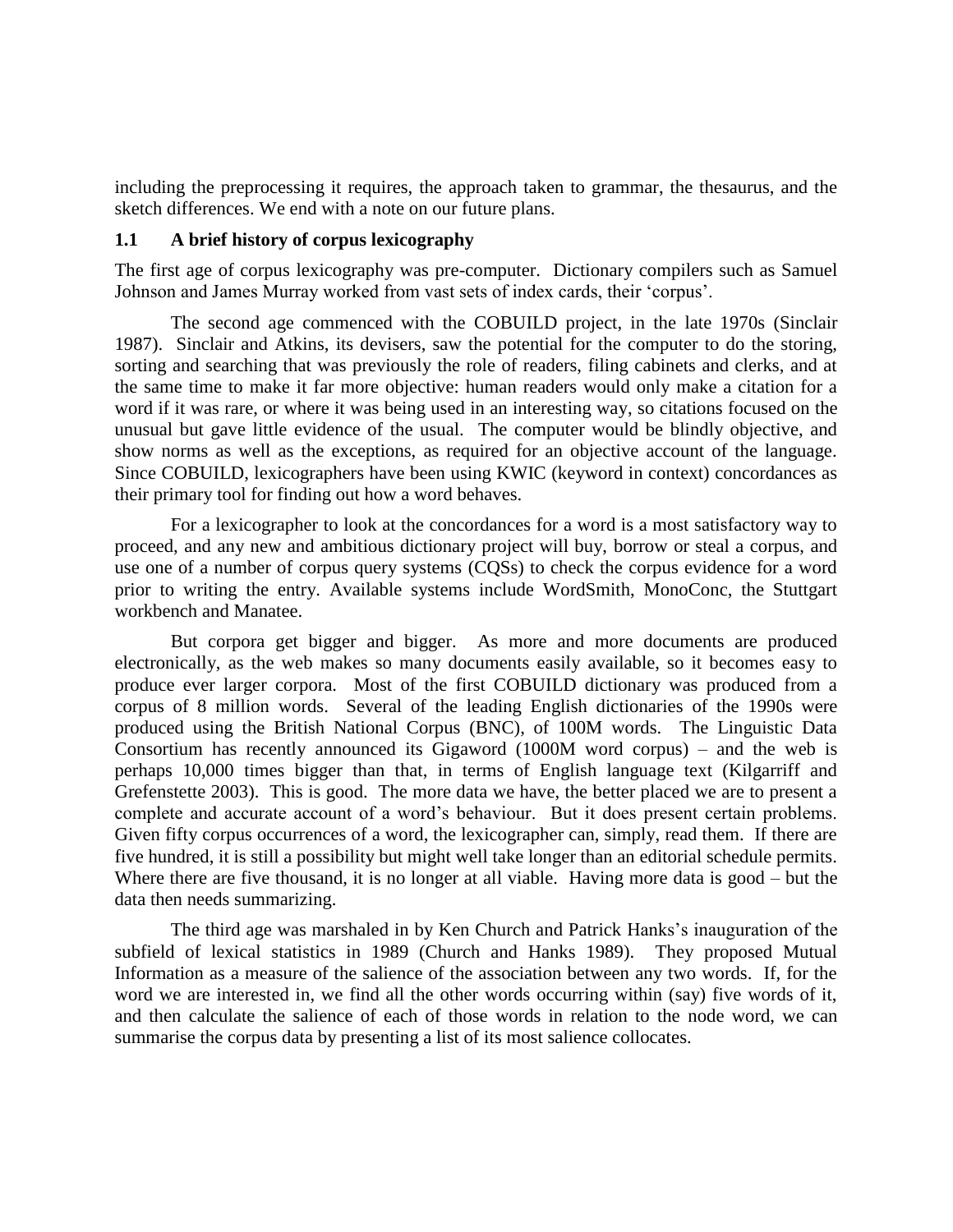including the preprocessing it requires, the approach taken to grammar, the thesaurus, and the sketch differences. We end with a note on our future plans.

### 1.1 A brief history of corpus lexicography

The first age of corpus lexicography was pre-computer. Dictionary compilers such as Samuel Johnson and James Murray worked from vast sets of index cards, their 'corpus'.

The second age commenced with the COBUILD project, in the late 1970s (Sinclair 1987). Sinclair and Atkins, its devisers, saw the potential for the computer to do the storing, sorting and searching that was previously the role of readers, filing cabinets and clerks, and at the same time to make it far more objective: human readers would only make a citation for a word if it was rare, or where it was being used in an interesting way, so citations focused on the unusual but gave little evidence of the usual. The computer would be blindly objective, and show norms as well as the exceptions, as required for an objective account of the language. Since COBUILD, lexicographers have been using KWIC (keyword in context) concordances as their primary tool for finding out how a word behaves.

For a lexicographer to look at the concordances for a word is a most satisfactory way to proceed, and any new and ambitious dictionary project will buy, borrow or steal a corpus, and use one of a number of corpus query systems (CQSs) to check the corpus evidence for a word prior to writing the entry. Available systems include WordSmith, MonoConc, the Stuttgart workbench and Manatee.

But corpora get bigger and bigger. As more and more documents are produced electronically, as the web makes so many documents easily available, so it becomes easy to produce ever larger corpora. Most of the first COBUILD dictionary was produced from a corpus of 8 million words. Several of the leading English dictionaries of the 1990s were produced using the British National Corpus (BNC), of 100M words. The Linguistic Data Consortium has recently announced its Gigaword (1000M word corpus) – and the web is perhaps 10,000 times bigger than that, in terms of English language text (Kilgarriff and Grefenstette 2003). This is good. The more data we have, the better placed we are to present a complete and accurate account of a word's behaviour. But it does present certain problems. Given fifty corpus occurrences of a word, the lexicographer can, simply, read them. If there are five hundred, it is still a possibility but might well take longer than an editorial schedule permits. Where there are five thousand, it is no longer at all viable. Having more data is good – but the data then needs summarizing.

The third age was marshaled in by Ken Church and Patrick Hanks's inauguration of the subfield of lexical statistics in 1989 (Church and Hanks 1989). They proposed Mutual Information as a measure of the salience of the association between any two words. If, for the word we are interested in, we find all the other words occurring within (say) five words of it, and then calculate the salience of each of those words in relation to the node word, we can summarise the corpus data by presenting a list of its most salience collocates.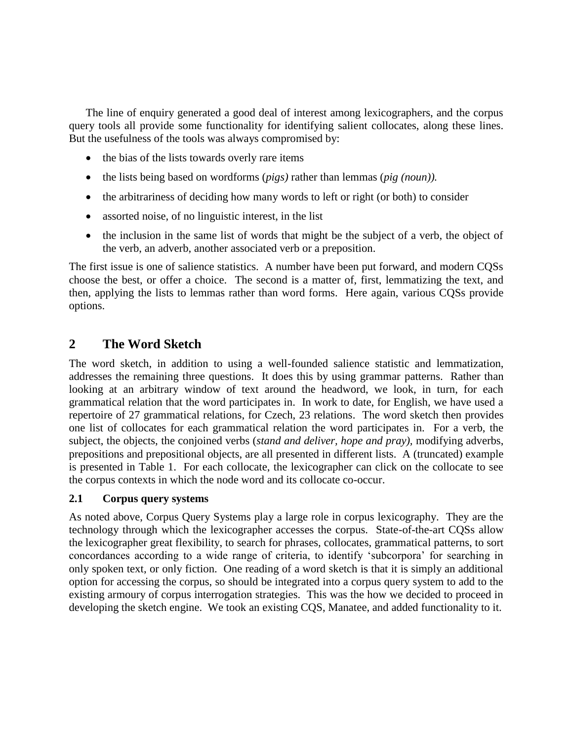The line of enquiry generated a good deal of interest among lexicographers, and the corpus query tools all provide some functionality for identifying salient collocates, along these lines. But the usefulness of the tools was always compromised by:

- the bias of the lists towards overly rare items
- the lists being based on wordforms (*pigs)* rather than lemmas (*pig (noun)).*
- the arbitrariness of deciding how many words to left or right (or both) to consider
- assorted noise, of no linguistic interest, in the list
- the inclusion in the same list of words that might be the subject of a verb, the object of the verb, an adverb, another associated verb or a preposition.

The first issue is one of salience statistics. A number have been put forward, and modern CQSs choose the best, or offer a choice. The second is a matter of, first, lemmatizing the text, and then, applying the lists to lemmas rather than word forms. Here again, various CQSs provide options.

## 2 The Word Sketch

The word sketch, in addition to using a well-founded salience statistic and lemmatization, addresses the remaining three questions. It does this by using grammar patterns. Rather than looking at an arbitrary window of text around the headword, we look, in turn, for each grammatical relation that the word participates in. In work to date, for English, we have used a repertoire of 27 grammatical relations, for Czech, 23 relations. The word sketch then provides one list of collocates for each grammatical relation the word participates in. For a verb, the subject, the objects, the conjoined verbs (*stand and deliver, hope and pray),* modifying adverbs, prepositions and prepositional objects, are all presented in different lists. A (truncated) example is presented in Table 1. For each collocate, the lexicographer can click on the collocate to see the corpus contexts in which the node word and its collocate co-occur.

### 2.1 Corpus query systems

As noted above, Corpus Query Systems play a large role in corpus lexicography. They are the technology through which the lexicographer accesses the corpus. State-of-the-art CQSs allow the lexicographer great flexibility, to search for phrases, collocates, grammatical patterns, to sort concordances according to a wide range of criteria, to identify 'subcorpora' for searching in only spoken text, or only fiction. One reading of a word sketch is that it is simply an additional option for accessing the corpus, so should be integrated into a corpus query system to add to the existing armoury of corpus interrogation strategies. This was the how we decided to proceed in developing the sketch engine. We took an existing CQS, Manatee, and added functionality to it.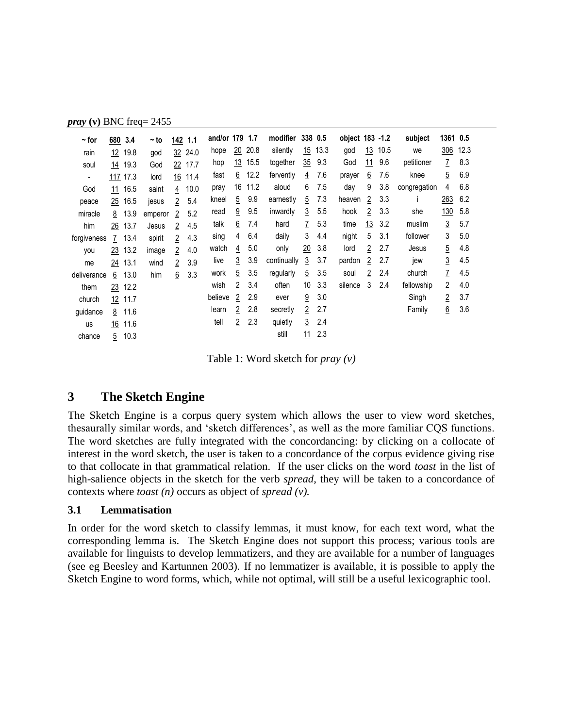***pray* (v)** BNC freq= 2455

| ~ for | 680 | 3.4 | ~ to | 142 | 1.1 | and/or | 179 | 1.7 | modifier | 338 | 0.5 | object | 183 | -1.2 | subject | 1361 | 0.5 |
|---|---|---|---|---|---|---|---|---|---|---|---|---|---|---|---|---|---|
| rain | 12 | 19.8 | god | 32 | 24.0 | hope | 20 | 20.8 | silently | 15 | 13.3 | god | 13 | 10.5 | we | 306 | 12.3 |
| soul | 14 | 19.3 | God | 22 | 17.7 | hop | 13 | 15.5 | together | 35 | 9.3 | God | 11 | 9.6 | petitioner | 7 | 8.3 |
| - | 117 | 17.3 | lord | 16 | 11.4 | fast | 6 | 12.2 | fervently | 4 | 7.6 | prayer | 6 | 7.6 | knee | 5 | 6.9 |
| God | 11 | 16.5 | saint | 4 | 10.0 | pray | 16 | 11.2 | aloud | 6 | 7.5 | day | 9 | 3.8 | congregation | 4 | 6.8 |
| peace | 25 | 16.5 | jesus | 2 | 5.4 | kneel | 5 | 9.9 | earnestly | 5 | 7.3 | heaven | 2 | 3.3 | i | 263 | 6.2 |
| miracle | 8 | 13.9 | emperor | 2 | 5.2 | read | 9 | 9.5 | inwardly | 3 | 5.5 | hook | 2 | 3.3 | she | 130 | 5.8 |
| him | 26 | 13.7 | Jesus | 2 | 4.5 | talk | 6 | 7.4 | hard | 7 | 5.3 | time | 13 | 3.2 | muslim | 3 | 5.7 |
| forgiveness | 7 | 13.4 | spirit | 2 | 4.3 | sing | 4 | 6.4 | daily | 3 | 4.4 | night | 5 | 3.1 | follower | 3 | 5.0 |
| you | 23 | 13.2 | image | 2 | 4.0 | watch | 4 | 5.0 | only | 20 | 3.8 | lord | 2 | 2.7 | Jesus | 5 | 4.8 |
| me | 24 | 13.1 | wind | 2 | 3.9 | live | 3 | 3.9 | continually | 3 | 3.7 | pardon | 2 | 2.7 | jew | 3 | 4.5 |
| deliverance | 6 | 13.0 | him | 6 | 3.3 | work | 5 | 3.5 | regularly | 5 | 3.5 | soul | 2 | 2.4 | church | 7 | 4.5 |
| them | 23 | 12.2 | | | | wish | 2 | 3.4 | often | 10 | 3.3 | silence | 3 | 2.4 | fellowship | 2 | 4.0 |
| church | 12 | 11.7 | | | | believe | 2 | 2.9 | ever | 9 | 3.0 | | | | Singh | 2 | 3.7 |
| guidance | 8 | 11.6 | | | | learn | 2 | 2.8 | secretly | 2 | 2.7 | | | | Family | 6 | 3.6 |
| us | 16 | 11.6 | | | | tell | 2 | 2.3 | quietly | 3 | 2.4 | | | | | | |
| chance | 5 | 10.3 | | | | | | | still | 11 | 2.3 | | | | | | |

Table 1: Word sketch for *pray (v)*

# 3 The Sketch Engine

The Sketch Engine is a corpus query system which allows the user to view word sketches, thesaurally similar words, and 'sketch differences', as well as the more familiar CQS functions. The word sketches are fully integrated with the concordancing: by clicking on a collocate of interest in the word sketch, the user is taken to a concordance of the corpus evidence giving rise to that collocate in that grammatical relation. If the user clicks on the word *toast* in the list of high-salience objects in the sketch for the verb *spread*, they will be taken to a concordance of contexts where *toast (n)* occurs as object of *spread (v).*

## 3.1 Lemmatisation

In order for the word sketch to classify lemmas, it must know, for each text word, what the corresponding lemma is. The Sketch Engine does not support this process; various tools are available for linguists to develop lemmatizers, and they are available for a number of languages (see eg Beesley and Kartunnen 2003). If no lemmatizer is available, it is possible to apply the Sketch Engine to word forms, which, while not optimal, will still be a useful lexicographic tool.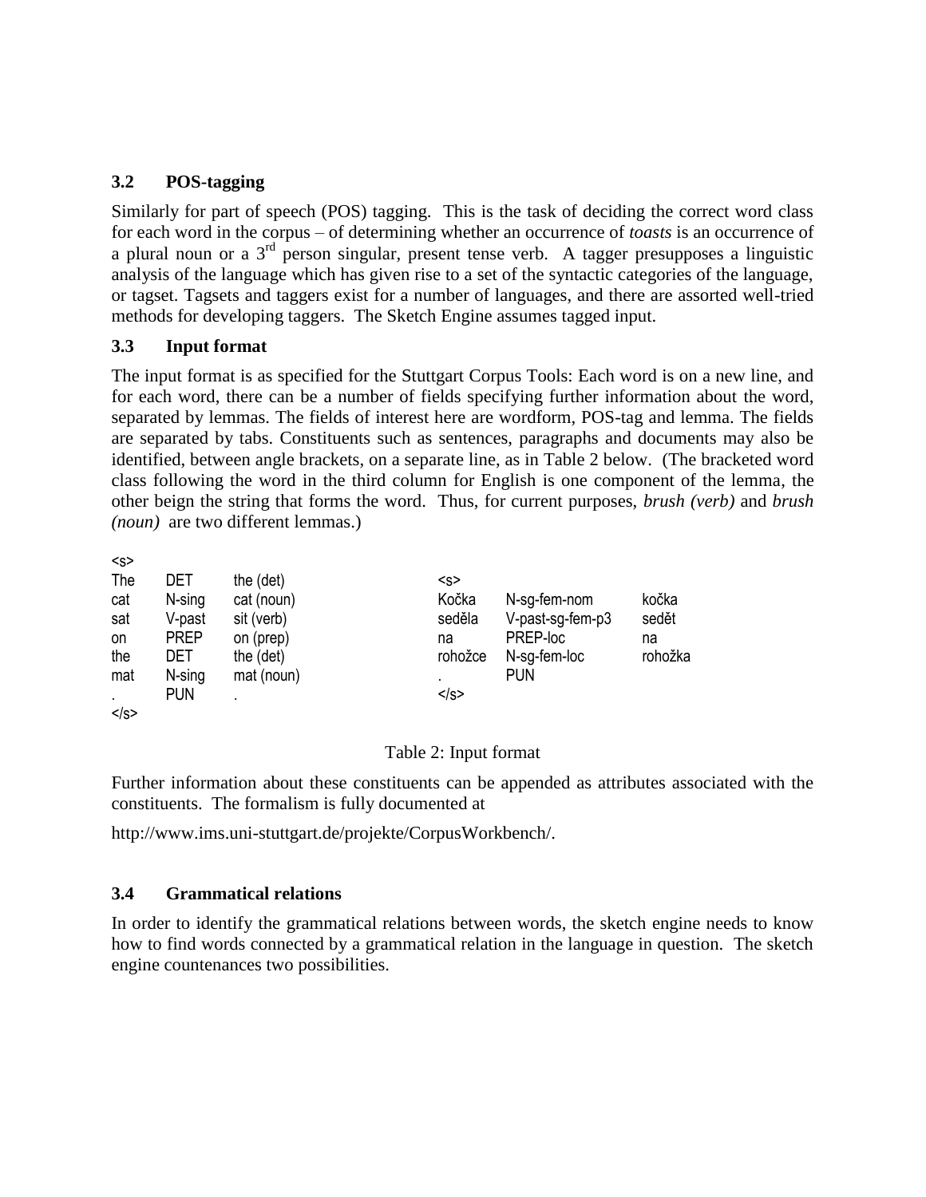### 3.2 POS-tagging

Similarly for part of speech (POS) tagging. This is the task of deciding the correct word class for each word in the corpus – of determining whether an occurrence of *toasts* is an occurrence of a plural noun or a 3rd person singular, present tense verb. A tagger presupposes a linguistic analysis of the language which has given rise to a set of the syntactic categories of the language, or tagset. Tagsets and taggers exist for a number of languages, and there are assorted well-tried methods for developing taggers. The Sketch Engine assumes tagged input.

### 3.3 Input format

The input format is as specified for the Stuttgart Corpus Tools: Each word is on a new line, and for each word, there can be a number of fields specifying further information about the word, separated by lemmas. The fields of interest here are wordform, POS-tag and lemma. The fields are separated by tabs. Constituents such as sentences, paragraphs and documents may also be identified, between angle brackets, on a separate line, as in Table 2 below. (The bracketed word class following the word in the third column for English is one component of the lemma, the other beign the string that forms the word. Thus, for current purposes, *brush (verb)* and *brush (noun)* are two different lemmas.)

```
<s>
The     DET      the (det)
cat     N-sing   cat (noun)
sat     V-past   sit (verb)
on      PREP     on (prep)
the     DET      the (det)
mat     N-sing   mat (noun)
.       PUN      .
</s>
```

```
<s>
Kočka    N-sg-fem-nom      kočka
seděla   V-past-sg-fem-p3  sedět
na       PREP-loc          na
rohožce  N-sg-fem-loc      rohožka
.        PUN
</s>
```

Table 2: Input format

Further information about these constituents can be appended as attributes associated with the constituents. The formalism is fully documented at

http://www.ims.uni-stuttgart.de/projekte/CorpusWorkbench/.

### 3.4 Grammatical relations

In order to identify the grammatical relations between words, the sketch engine needs to know how to find words connected by a grammatical relation in the language in question. The sketch engine countenances two possibilities.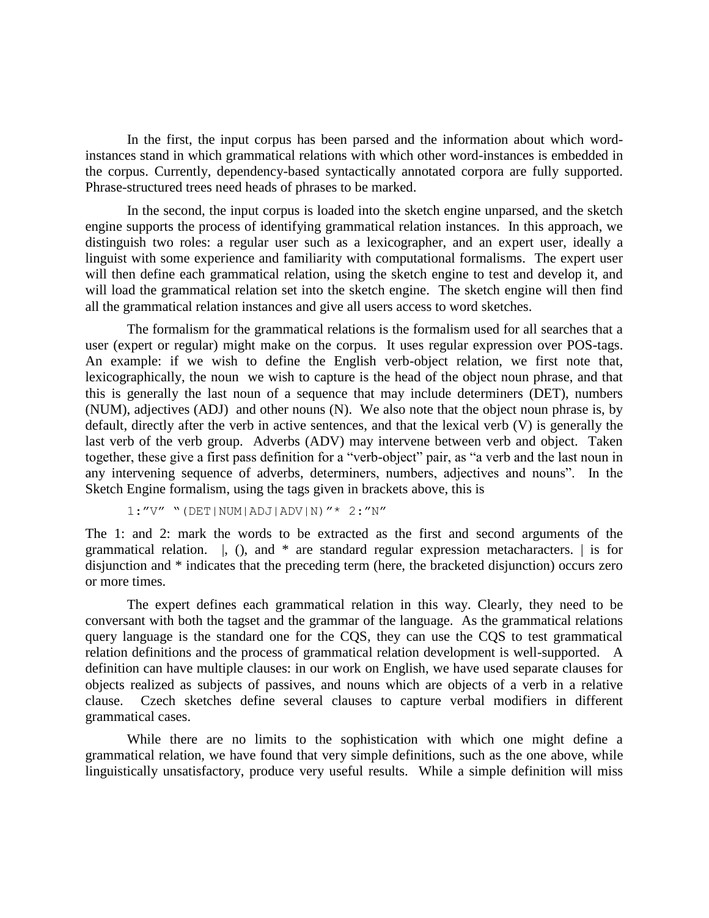In the first, the input corpus has been parsed and the information about which word-instances stand in which grammatical relations with which other word-instances is embedded in the corpus. Currently, dependency-based syntactically annotated corpora are fully supported. Phrase-structured trees need heads of phrases to be marked.

In the second, the input corpus is loaded into the sketch engine unparsed, and the sketch engine supports the process of identifying grammatical relation instances. In this approach, we distinguish two roles: a regular user such as a lexicographer, and an expert user, ideally a linguist with some experience and familiarity with computational formalisms. The expert user will then define each grammatical relation, using the sketch engine to test and develop it, and will load the grammatical relation set into the sketch engine. The sketch engine will then find all the grammatical relation instances and give all users access to word sketches.

The formalism for the grammatical relations is the formalism used for all searches that a user (expert or regular) might make on the corpus. It uses regular expression over POS-tags. An example: if we wish to define the English verb-object relation, we first note that, lexicographically, the noun we wish to capture is the head of the object noun phrase, and that this is generally the last noun of a sequence that may include determiners (DET), numbers (NUM), adjectives (ADJ) and other nouns (N). We also note that the object noun phrase is, by default, directly after the verb in active sentences, and that the lexical verb (V) is generally the last verb of the verb group. Adverbs (ADV) may intervene between verb and object. Taken together, these give a first pass definition for a "verb-object" pair, as "a verb and the last noun in any intervening sequence of adverbs, determiners, numbers, adjectives and nouns". In the Sketch Engine formalism, using the tags given in brackets above, this is

```
1:"V" "(DET|NUM|ADJ|ADV|N)"* 2:"N"
```

The 1: and 2: mark the words to be extracted as the first and second arguments of the grammatical relation. |, (), and * are standard regular expression metacharacters. | is for disjunction and * indicates that the preceding term (here, the bracketed disjunction) occurs zero or more times.

The expert defines each grammatical relation in this way. Clearly, they need to be conversant with both the tagset and the grammar of the language. As the grammatical relations query language is the standard one for the CQS, they can use the CQS to test grammatical relation definitions and the process of grammatical relation development is well-supported. A definition can have multiple clauses: in our work on English, we have used separate clauses for objects realized as subjects of passives, and nouns which are objects of a verb in a relative clause. Czech sketches define several clauses to capture verbal modifiers in different grammatical cases.

While there are no limits to the sophistication with which one might define a grammatical relation, we have found that very simple definitions, such as the one above, while linguistically unsatisfactory, produce very useful results. While a simple definition will miss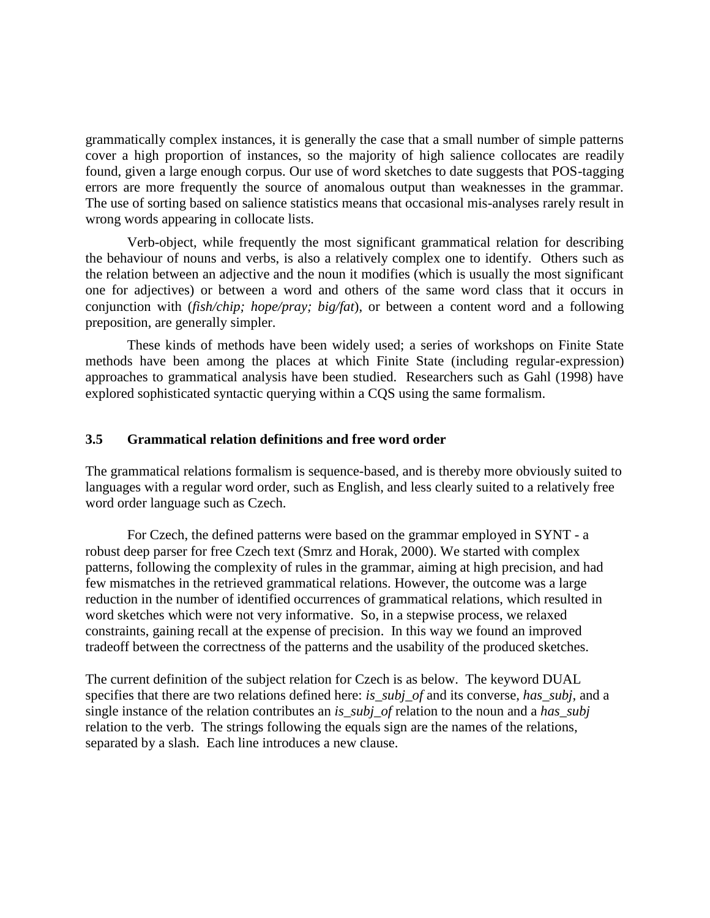grammatically complex instances, it is generally the case that a small number of simple patterns cover a high proportion of instances, so the majority of high salience collocates are readily found, given a large enough corpus. Our use of word sketches to date suggests that POS-tagging errors are more frequently the source of anomalous output than weaknesses in the grammar. The use of sorting based on salience statistics means that occasional mis-analyses rarely result in wrong words appearing in collocate lists.

Verb-object, while frequently the most significant grammatical relation for describing the behaviour of nouns and verbs, is also a relatively complex one to identify. Others such as the relation between an adjective and the noun it modifies (which is usually the most significant one for adjectives) or between a word and others of the same word class that it occurs in conjunction with (*fish/chip; hope/pray; big/fat*), or between a content word and a following preposition, are generally simpler.

These kinds of methods have been widely used; a series of workshops on Finite State methods have been among the places at which Finite State (including regular-expression) approaches to grammatical analysis have been studied. Researchers such as Gahl (1998) have explored sophisticated syntactic querying within a CQS using the same formalism.

### 3.5 Grammatical relation definitions and free word order

The grammatical relations formalism is sequence-based, and is thereby more obviously suited to languages with a regular word order, such as English, and less clearly suited to a relatively free word order language such as Czech.

For Czech, the defined patterns were based on the grammar employed in SYNT - a robust deep parser for free Czech text (Smrz and Horak, 2000). We started with complex patterns, following the complexity of rules in the grammar, aiming at high precision, and had few mismatches in the retrieved grammatical relations. However, the outcome was a large reduction in the number of identified occurrences of grammatical relations, which resulted in word sketches which were not very informative. So, in a stepwise process, we relaxed constraints, gaining recall at the expense of precision. In this way we found an improved tradeoff between the correctness of the patterns and the usability of the produced sketches.

The current definition of the subject relation for Czech is as below. The keyword DUAL specifies that there are two relations defined here: *is_subj_of* and its converse, *has_subj*, and a single instance of the relation contributes an *is_subj_of* relation to the noun and a *has_subj* relation to the verb. The strings following the equals sign are the names of the relations, separated by a slash. Each line introduces a new clause.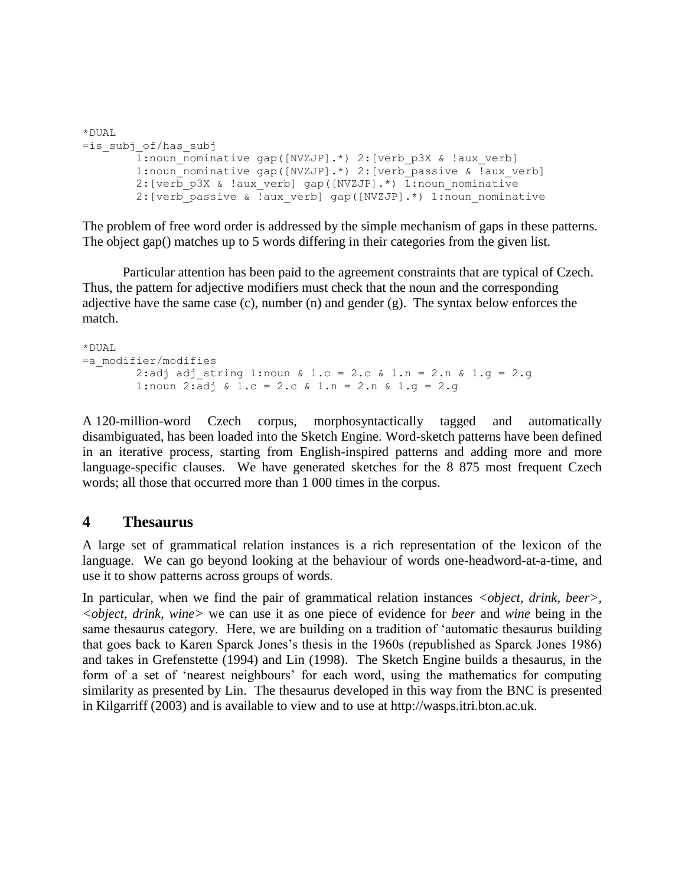```
*DUAL
=is_subj_of/has_subj
        1:noun_nominative gap([NVZJP].*) 2:[verb_p3X & !aux_verb]
        1:noun_nominative gap([NVZJP].*) 2:[verb_passive & !aux_verb]
        2:[verb_p3X & !aux_verb] gap([NVZJP].*) 1:noun_nominative
        2:[verb_passive & !aux_verb] gap([NVZJP].*) 1:noun_nominative
```

The problem of free word order is addressed by the simple mechanism of gaps in these patterns. The object gap() matches up to 5 words differing in their categories from the given list.

Particular attention has been paid to the agreement constraints that are typical of Czech. Thus, the pattern for adjective modifiers must check that the noun and the corresponding adjective have the same case (c), number (n) and gender (g). The syntax below enforces the match.

```
*DUAL
=a_modifier/modifies
        2:adj adj_string 1:noun & 1.c = 2.c & 1.n = 2.n & 1.g = 2.g
        1:noun 2:adj & 1.c = 2.c & 1.n = 2.n & 1.g = 2.g
```

A 120-million-word Czech corpus, morphosyntactically tagged and automatically disambiguated, has been loaded into the Sketch Engine. Word-sketch patterns have been defined in an iterative process, starting from English-inspired patterns and adding more and more language-specific clauses. We have generated sketches for the 8 875 most frequent Czech words; all those that occurred more than 1 000 times in the corpus.

## 4 Thesaurus

A large set of grammatical relation instances is a rich representation of the lexicon of the language. We can go beyond looking at the behaviour of words one-headword-at-a-time, and use it to show patterns across groups of words.

In particular, when we find the pair of grammatical relation instances *<object, drink, beer>*, *<object, drink, wine>* we can use it as one piece of evidence for *beer* and *wine* being in the same thesaurus category. Here, we are building on a tradition of 'automatic thesaurus building that goes back to Karen Sparck Jones's thesis in the 1960s (republished as Sparck Jones 1986) and takes in Grefenstette (1994) and Lin (1998). The Sketch Engine builds a thesaurus, in the form of a set of 'nearest neighbours' for each word, using the mathematics for computing similarity as presented by Lin. The thesaurus developed in this way from the BNC is presented in Kilgarriff (2003) and is available to view and to use at http://wasps.itri.bton.ac.uk.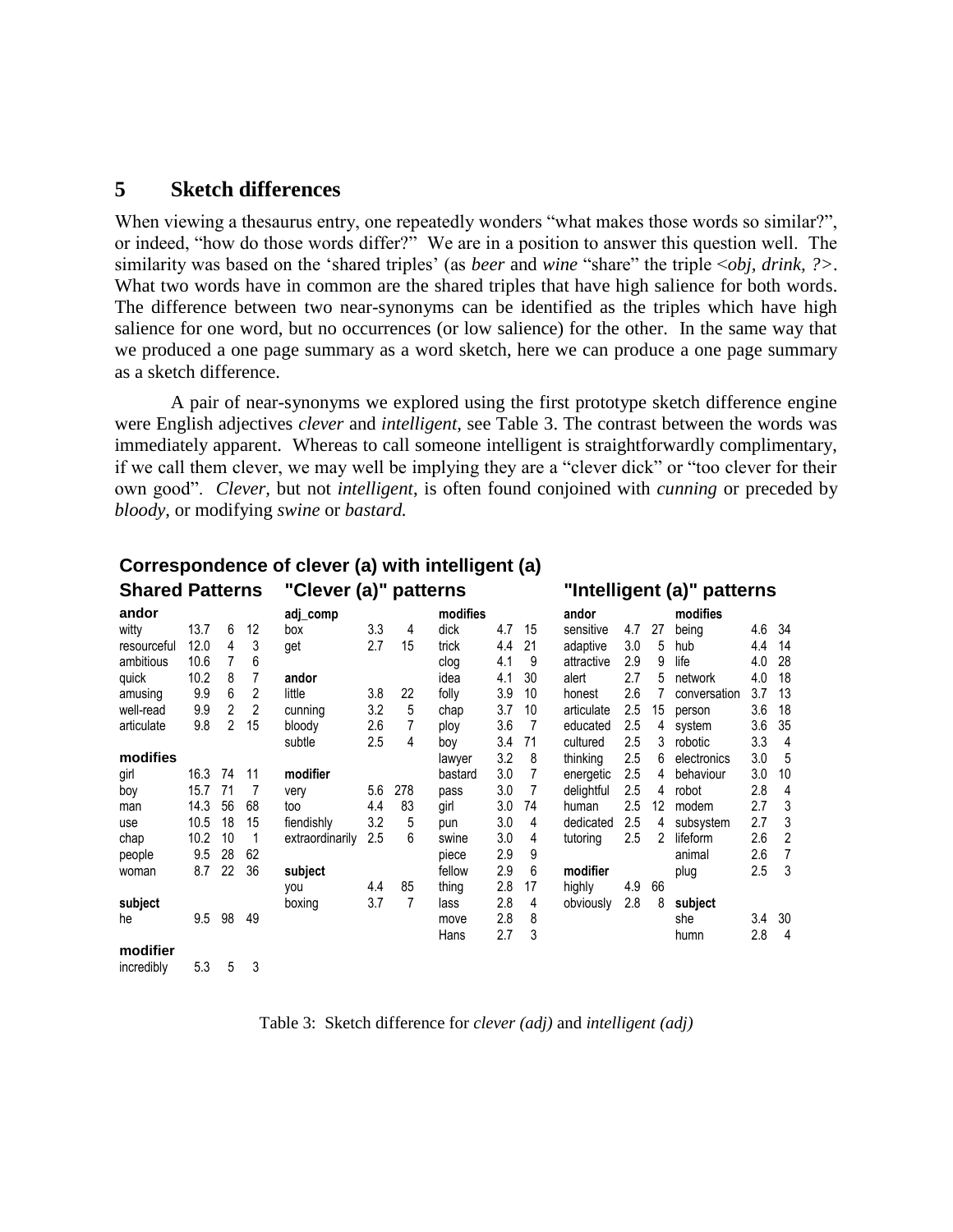## 5 Sketch differences

When viewing a thesaurus entry, one repeatedly wonders "what makes those words so similar?", or indeed, "how do those words differ?" We are in a position to answer this question well. The similarity was based on the 'shared triples' (as *beer* and *wine* "share" the triple <*obj, drink, ?*>. What two words have in common are the shared triples that have high salience for both words. The difference between two near-synonyms can be identified as the triples which have high salience for one word, but no occurrences (or low salience) for the other. In the same way that we produced a one page summary as a word sketch, here we can produce a one page summary as a sketch difference.

A pair of near-synonyms we explored using the first prototype sketch difference engine were English adjectives *clever* and *intelligent*, see Table 3. The contrast between the words was immediately apparent. Whereas to call someone intelligent is straightforwardly complimentary, if we call them clever, we may well be implying they are a "clever dick" or "too clever for their own good". *Clever*, but not *intelligent*, is often found conjoined with *cunning* or preceded by *bloody*, or modifying *swine* or *bastard.*

**Correspondence of clever (a) with intelligent (a)**

| Shared Patterns | | | | "Clever (a)" patterns | | | | | | "Intelligent (a)" patterns | | | | | |
|---|---|---|---|---|---|---|---|---|---|---|---|---|---|---|---|
| **andor** | | | | **adj_comp** | | | **modifies** | | | **andor** | | | **modifies** | | |
| witty | 13.7 | 6 | 12 | box | 3.3 | 4 | dick | 4.7 | 15 | sensitive | 4.7 | 27 | being | 4.6 | 34 |
| resourceful | 12.0 | 4 | 3 | get | 2.7 | 15 | trick | 4.4 | 21 | adaptive | 3.0 | 5 | hub | 4.4 | 14 |
| ambitious | 10.6 | 7 | 6 | | | | clog | 4.1 | 9 | attractive | 2.9 | 9 | life | 4.0 | 28 |
| quick | 10.2 | 8 | 7 | **andor** | | | idea | 4.1 | 30 | alert | 2.7 | 5 | network | 4.0 | 18 |
| amusing | 9.9 | 6 | 2 | little | 3.8 | 22 | folly | 3.9 | 10 | honest | 2.6 | 7 | conversation | 3.7 | 13 |
| well-read | 9.9 | 2 | 2 | cunning | 3.2 | 5 | chap | 3.7 | 10 | articulate | 2.5 | 15 | person | 3.6 | 18 |
| articulate | 9.8 | 2 | 15 | bloody | 2.6 | 7 | ploy | 3.6 | 7 | educated | 2.5 | 4 | system | 3.6 | 35 |
| | | | | subtle | 2.5 | 4 | boy | 3.4 | 71 | cultured | 2.5 | 3 | robotic | 3.3 | 4 |
| **modifies** | | | | | | | lawyer | 3.2 | 8 | thinking | 2.5 | 6 | electronics | 3.0 | 5 |
| girl | 16.3 | 74 | 11 | **modifier** | | | bastard | 3.0 | 7 | energetic | 2.5 | 4 | behaviour | 3.0 | 10 |
| boy | 15.7 | 71 | 7 | very | 5.6 | 278 | pass | 3.0 | 7 | delightful | 2.5 | 4 | robot | 2.8 | 4 |
| man | 14.3 | 56 | 68 | too | 4.4 | 83 | girl | 3.0 | 74 | human | 2.5 | 12 | modem | 2.7 | 3 |
| use | 10.5 | 18 | 15 | fiendishly | 3.2 | 5 | pun | 3.0 | 4 | dedicated | 2.5 | 4 | subsystem | 2.7 | 3 |
| chap | 10.2 | 10 | 1 | extraordinarily | 2.5 | 6 | swine | 3.0 | 4 | tutoring | 2.5 | 2 | lifeform | 2.6 | 2 |
| people | 9.5 | 28 | 62 | | | | piece | 2.9 | 9 | | | | animal | 2.6 | 7 |
| woman | 8.7 | 22 | 36 | **subject** | | | fellow | 2.9 | 6 | **modifier** | | | plug | 2.5 | 3 |
| | | | | you | 4.4 | 85 | thing | 2.8 | 17 | highly | 4.9 | 66 | | | |
| **subject** | | | | boxing | 3.7 | 7 | lass | 2.8 | 4 | obviously | 2.8 | 8 | **subject** | | |
| he | 9.5 | 98 | 49 | | | | move | 2.8 | 8 | | | | she | 3.4 | 30 |
| **modifier** | | | | | | | Hans | 2.7 | 3 | | | | humn | 2.8 | 4 |
| incredibly | 5.3 | 5 | 3 | | | | | | | | | | | | |

Table 3: Sketch difference for *clever (adj)* and *intelligent (adj)*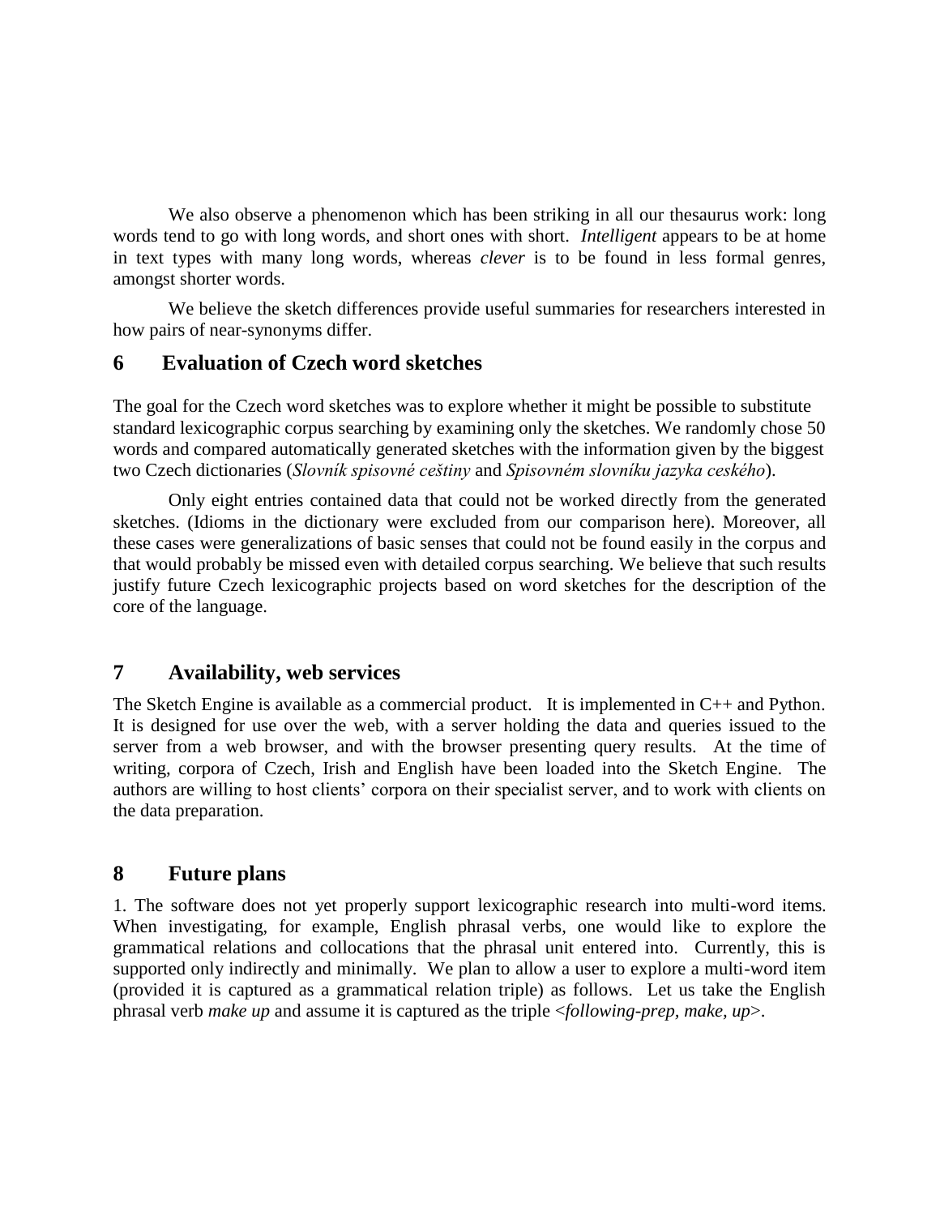We also observe a phenomenon which has been striking in all our thesaurus work: long words tend to go with long words, and short ones with short. *Intelligent* appears to be at home in text types with many long words, whereas *clever* is to be found in less formal genres, amongst shorter words.

We believe the sketch differences provide useful summaries for researchers interested in how pairs of near-synonyms differ.

## 6 Evaluation of Czech word sketches

The goal for the Czech word sketches was to explore whether it might be possible to substitute standard lexicographic corpus searching by examining only the sketches. We randomly chose 50 words and compared automatically generated sketches with the information given by the biggest two Czech dictionaries (*Slovník spisovné češtiny* and *Spisovném slovníku jazyka ceského*).

Only eight entries contained data that could not be worked directly from the generated sketches. (Idioms in the dictionary were excluded from our comparison here). Moreover, all these cases were generalizations of basic senses that could not be found easily in the corpus and that would probably be missed even with detailed corpus searching. We believe that such results justify future Czech lexicographic projects based on word sketches for the description of the core of the language.

## 7 Availability, web services

The Sketch Engine is available as a commercial product. It is implemented in C++ and Python. It is designed for use over the web, with a server holding the data and queries issued to the server from a web browser, and with the browser presenting query results. At the time of writing, corpora of Czech, Irish and English have been loaded into the Sketch Engine. The authors are willing to host clients' corpora on their specialist server, and to work with clients on the data preparation.

## 8 Future plans

1. The software does not yet properly support lexicographic research into multi-word items. When investigating, for example, English phrasal verbs, one would like to explore the grammatical relations and collocations that the phrasal unit entered into. Currently, this is supported only indirectly and minimally. We plan to allow a user to explore a multi-word item (provided it is captured as a grammatical relation triple) as follows. Let us take the English phrasal verb *make up* and assume it is captured as the triple <*following-prep*, *make*, *up*>.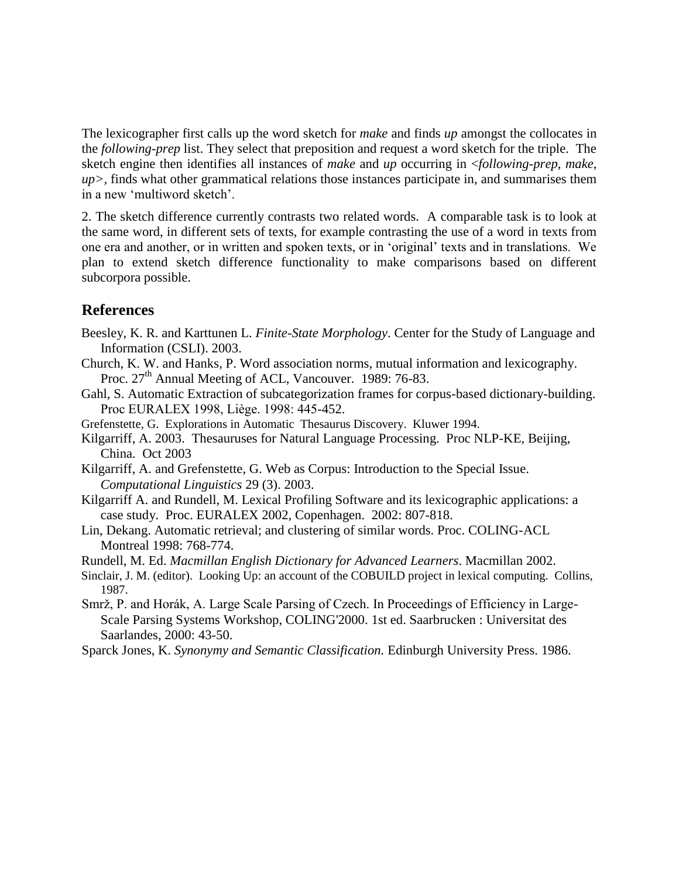The lexicographer first calls up the word sketch for *make* and finds *up* amongst the collocates in the *following-prep* list. They select that preposition and request a word sketch for the triple. The sketch engine then identifies all instances of *make* and *up* occurring in <*following-prep, make, up*>, finds what other grammatical relations those instances participate in, and summarises them in a new 'multiword sketch'.

2. The sketch difference currently contrasts two related words. A comparable task is to look at the same word, in different sets of texts, for example contrasting the use of a word in texts from one era and another, or in written and spoken texts, or in 'original' texts and in translations. We plan to extend sketch difference functionality to make comparisons based on different subcorpora possible.

## References

Beesley, K. R. and Karttunen L. *Finite-State Morphology*. Center for the Study of Language and Information (CSLI). 2003.

Church, K. W. and Hanks, P. Word association norms, mutual information and lexicography. Proc. 27th Annual Meeting of ACL, Vancouver. 1989: 76-83.

Gahl, S. Automatic Extraction of subcategorization frames for corpus-based dictionary-building. Proc EURALEX 1998, Liège. 1998: 445-452.

Grefenstette, G. Explorations in Automatic Thesaurus Discovery. Kluwer 1994.

Kilgarriff, A. 2003. Thesauruses for Natural Language Processing. Proc NLP-KE, Beijing, China. Oct 2003

Kilgarriff, A. and Grefenstette, G. Web as Corpus: Introduction to the Special Issue. *Computational Linguistics* 29 (3). 2003.

Kilgarriff A. and Rundell, M. Lexical Profiling Software and its lexicographic applications: a case study. Proc. EURALEX 2002, Copenhagen. 2002: 807-818.

Lin, Dekang. Automatic retrieval; and clustering of similar words. Proc. COLING-ACL Montreal 1998: 768-774.

Rundell, M. Ed. *Macmillan English Dictionary for Advanced Learners*. Macmillan 2002.

Sinclair, J. M. (editor). Looking Up: an account of the COBUILD project in lexical computing. Collins, 1987.

Smrž, P. and Horák, A. Large Scale Parsing of Czech. In Proceedings of Efficiency in Large-Scale Parsing Systems Workshop, COLING'2000. 1st ed. Saarbrucken : Universitat des Saarlandes, 2000: 43-50.

Sparck Jones, K. *Synonymy and Semantic Classification.* Edinburgh University Press. 1986.